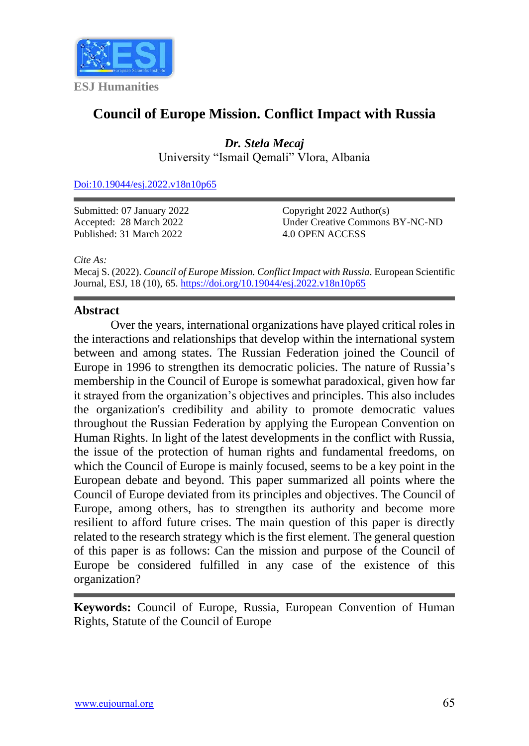ESJ Humanities

# Council of Europe Mission. Conflict Impact with Russia

***Dr. Stela Mecaj***
University "Ismail Qemali" Vlora, Albania

Doi:10.19044/esj.2022.v18n10p65

Submitted: 07 January 2022
Accepted: 28 March 2022
Published: 31 March 2022

Copyright 2022 Author(s)
Under Creative Commons BY-NC-ND
4.0 OPEN ACCESS

*Cite As:*
Mecaj S. (2022). *Council of Europe Mission. Conflict Impact with Russia*. European Scientific Journal, ESJ, 18 (10), 65. https://doi.org/10.19044/esj.2022.v18n10p65

## Abstract

Over the years, international organizations have played critical roles in the interactions and relationships that develop within the international system between and among states. The Russian Federation joined the Council of Europe in 1996 to strengthen its democratic policies. The nature of Russia's membership in the Council of Europe is somewhat paradoxical, given how far it strayed from the organization's objectives and principles. This also includes the organization's credibility and ability to promote democratic values throughout the Russian Federation by applying the European Convention on Human Rights. In light of the latest developments in the conflict with Russia, the issue of the protection of human rights and fundamental freedoms, on which the Council of Europe is mainly focused, seems to be a key point in the European debate and beyond. This paper summarized all points where the Council of Europe deviated from its principles and objectives. The Council of Europe, among others, has to strengthen its authority and become more resilient to afford future crises. The main question of this paper is directly related to the research strategy which is the first element. The general question of this paper is as follows: Can the mission and purpose of the Council of Europe be considered fulfilled in any case of the existence of this organization?

**Keywords:** Council of Europe, Russia, European Convention of Human Rights, Statute of the Council of Europe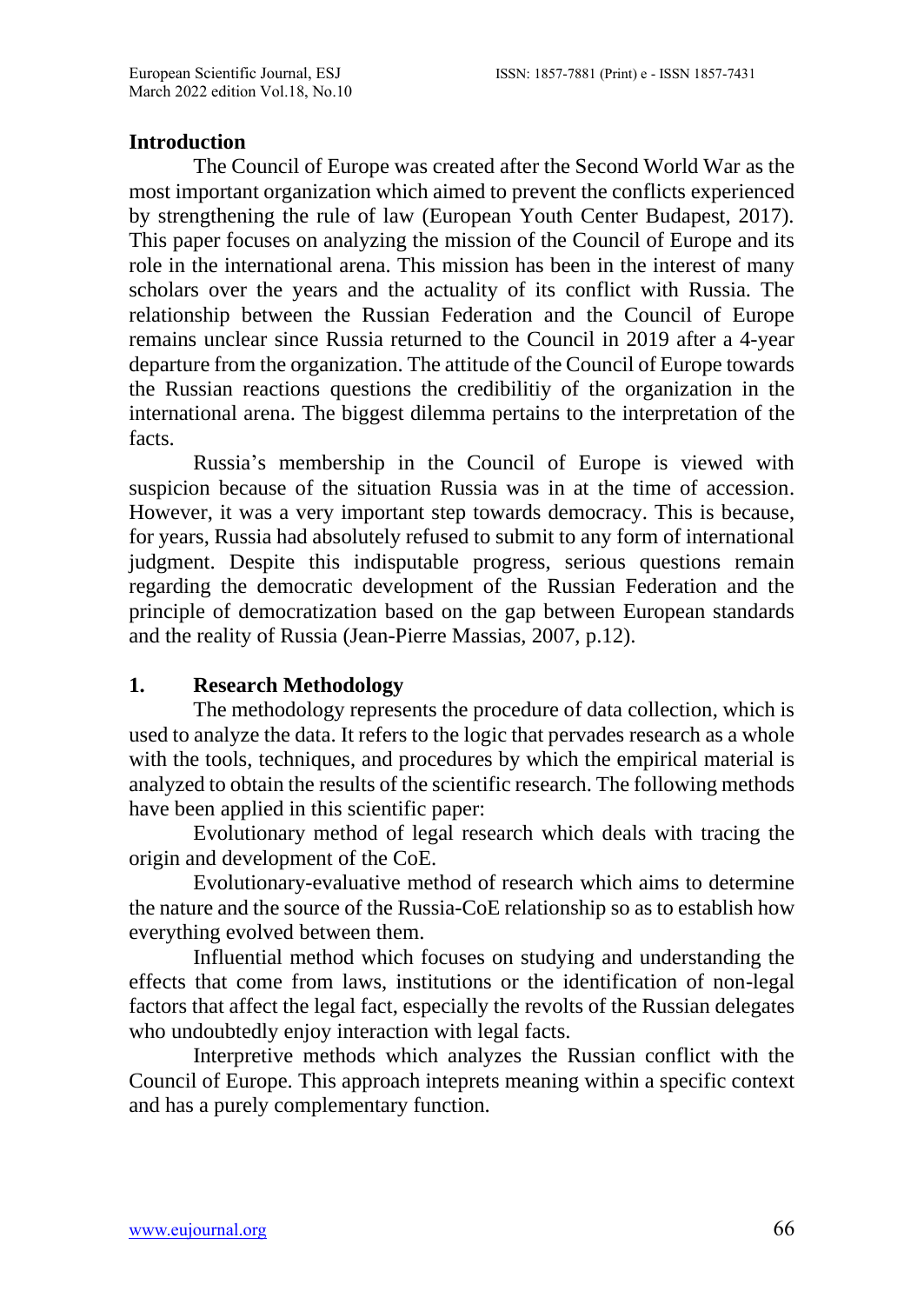## Introduction

The Council of Europe was created after the Second World War as the most important organization which aimed to prevent the conflicts experienced by strengthening the rule of law (European Youth Center Budapest, 2017). This paper focuses on analyzing the mission of the Council of Europe and its role in the international arena. This mission has been in the interest of many scholars over the years and the actuality of its conflict with Russia. The relationship between the Russian Federation and the Council of Europe remains unclear since Russia returned to the Council in 2019 after a 4-year departure from the organization. The attitude of the Council of Europe towards the Russian reactions questions the credibilitiy of the organization in the international arena. The biggest dilemma pertains to the interpretation of the facts.

Russia's membership in the Council of Europe is viewed with suspicion because of the situation Russia was in at the time of accession. However, it was a very important step towards democracy. This is because, for years, Russia had absolutely refused to submit to any form of international judgment. Despite this indisputable progress, serious questions remain regarding the democratic development of the Russian Federation and the principle of democratization based on the gap between European standards and the reality of Russia (Jean-Pierre Massias, 2007, p.12).

## 1. Research Methodology

The methodology represents the procedure of data collection, which is used to analyze the data. It refers to the logic that pervades research as a whole with the tools, techniques, and procedures by which the empirical material is analyzed to obtain the results of the scientific research. The following methods have been applied in this scientific paper:

Evolutionary method of legal research which deals with tracing the origin and development of the CoE.

Evolutionary-evaluative method of research which aims to determine the nature and the source of the Russia-CoE relationship so as to establish how everything evolved between them.

Influential method which focuses on studying and understanding the effects that come from laws, institutions or the identification of non-legal factors that affect the legal fact, especially the revolts of the Russian delegates who undoubtedly enjoy interaction with legal facts.

Interpretive methods which analyzes the Russian conflict with the Council of Europe. This approach intepret meaning within a specific context and has a purely complementary function.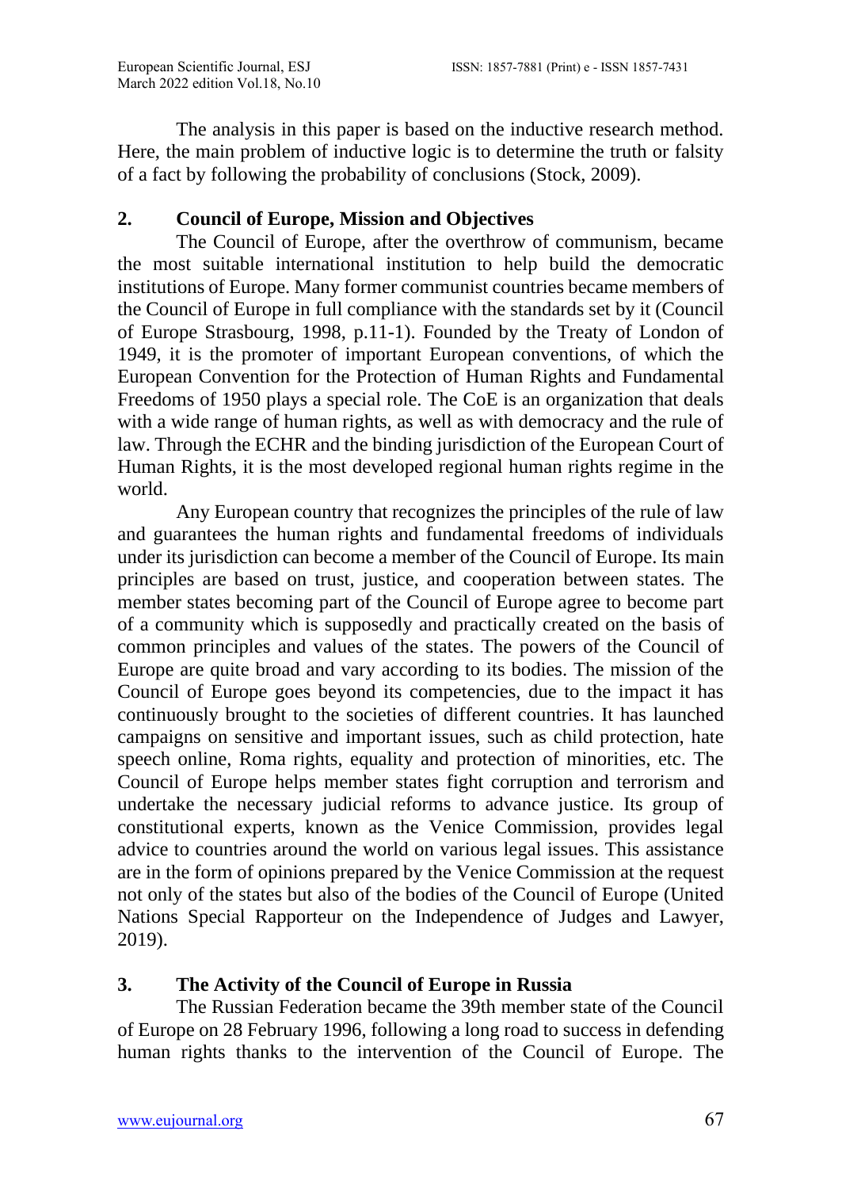The analysis in this paper is based on the inductive research method. Here, the main problem of inductive logic is to determine the truth or falsity of a fact by following the probability of conclusions (Stock, 2009).

## 2. Council of Europe, Mission and Objectives

The Council of Europe, after the overthrow of communism, became the most suitable international institution to help build the democratic institutions of Europe. Many former communist countries became members of the Council of Europe in full compliance with the standards set by it (Council of Europe Strasbourg, 1998, p.11-1). Founded by the Treaty of London of 1949, it is the promoter of important European conventions, of which the European Convention for the Protection of Human Rights and Fundamental Freedoms of 1950 plays a special role. The CoE is an organization that deals with a wide range of human rights, as well as with democracy and the rule of law. Through the ECHR and the binding jurisdiction of the European Court of Human Rights, it is the most developed regional human rights regime in the world.

Any European country that recognizes the principles of the rule of law and guarantees the human rights and fundamental freedoms of individuals under its jurisdiction can become a member of the Council of Europe. Its main principles are based on trust, justice, and cooperation between states. The member states becoming part of the Council of Europe agree to become part of a community which is supposedly and practically created on the basis of common principles and values of the states. The powers of the Council of Europe are quite broad and vary according to its bodies. The mission of the Council of Europe goes beyond its competencies, due to the impact it has continuously brought to the societies of different countries. It has launched campaigns on sensitive and important issues, such as child protection, hate speech online, Roma rights, equality and protection of minorities, etc. The Council of Europe helps member states fight corruption and terrorism and undertake the necessary judicial reforms to advance justice. Its group of constitutional experts, known as the Venice Commission, provides legal advice to countries around the world on various legal issues. This assistance are in the form of opinions prepared by the Venice Commission at the request not only of the states but also of the bodies of the Council of Europe (United Nations Special Rapporteur on the Independence of Judges and Lawyer, 2019).

## 3. The Activity of the Council of Europe in Russia

The Russian Federation became the 39th member state of the Council of Europe on 28 February 1996, following a long road to success in defending human rights thanks to the intervention of the Council of Europe. The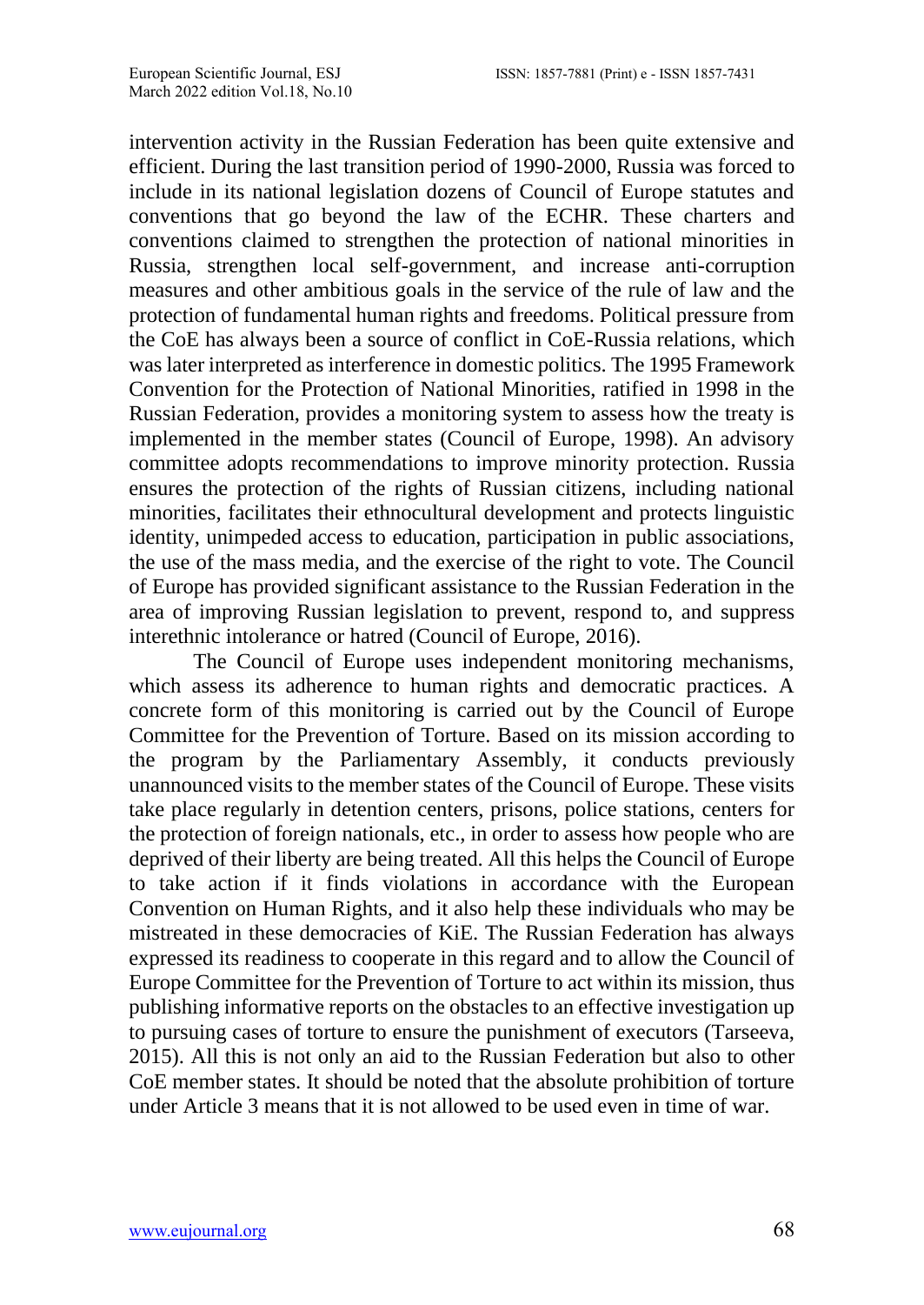intervention activity in the Russian Federation has been quite extensive and efficient. During the last transition period of 1990-2000, Russia was forced to include in its national legislation dozens of Council of Europe statutes and conventions that go beyond the law of the ECHR. These charters and conventions claimed to strengthen the protection of national minorities in Russia, strengthen local self-government, and increase anti-corruption measures and other ambitious goals in the service of the rule of law and the protection of fundamental human rights and freedoms. Political pressure from the CoE has always been a source of conflict in CoE-Russia relations, which was later interpreted as interference in domestic politics. The 1995 Framework Convention for the Protection of National Minorities, ratified in 1998 in the Russian Federation, provides a monitoring system to assess how the treaty is implemented in the member states (Council of Europe, 1998). An advisory committee adopts recommendations to improve minority protection. Russia ensures the protection of the rights of Russian citizens, including national minorities, facilitates their ethnocultural development and protects linguistic identity, unimpeded access to education, participation in public associations, the use of the mass media, and the exercise of the right to vote. The Council of Europe has provided significant assistance to the Russian Federation in the area of improving Russian legislation to prevent, respond to, and suppress interethnic intolerance or hatred (Council of Europe, 2016).

The Council of Europe uses independent monitoring mechanisms, which assess its adherence to human rights and democratic practices. A concrete form of this monitoring is carried out by the Council of Europe Committee for the Prevention of Torture. Based on its mission according to the program by the Parliamentary Assembly, it conducts previously unannounced visits to the member states of the Council of Europe. These visits take place regularly in detention centers, prisons, police stations, centers for the protection of foreign nationals, etc., in order to assess how people who are deprived of their liberty are being treated. All this helps the Council of Europe to take action if it finds violations in accordance with the European Convention on Human Rights, and it also help these individuals who may be mistreated in these democracies of KiE. The Russian Federation has always expressed its readiness to cooperate in this regard and to allow the Council of Europe Committee for the Prevention of Torture to act within its mission, thus publishing informative reports on the obstacles to an effective investigation up to pursuing cases of torture to ensure the punishment of executors (Tarseeva, 2015). All this is not only an aid to the Russian Federation but also to other CoE member states. It should be noted that the absolute prohibition of torture under Article 3 means that it is not allowed to be used even in time of war.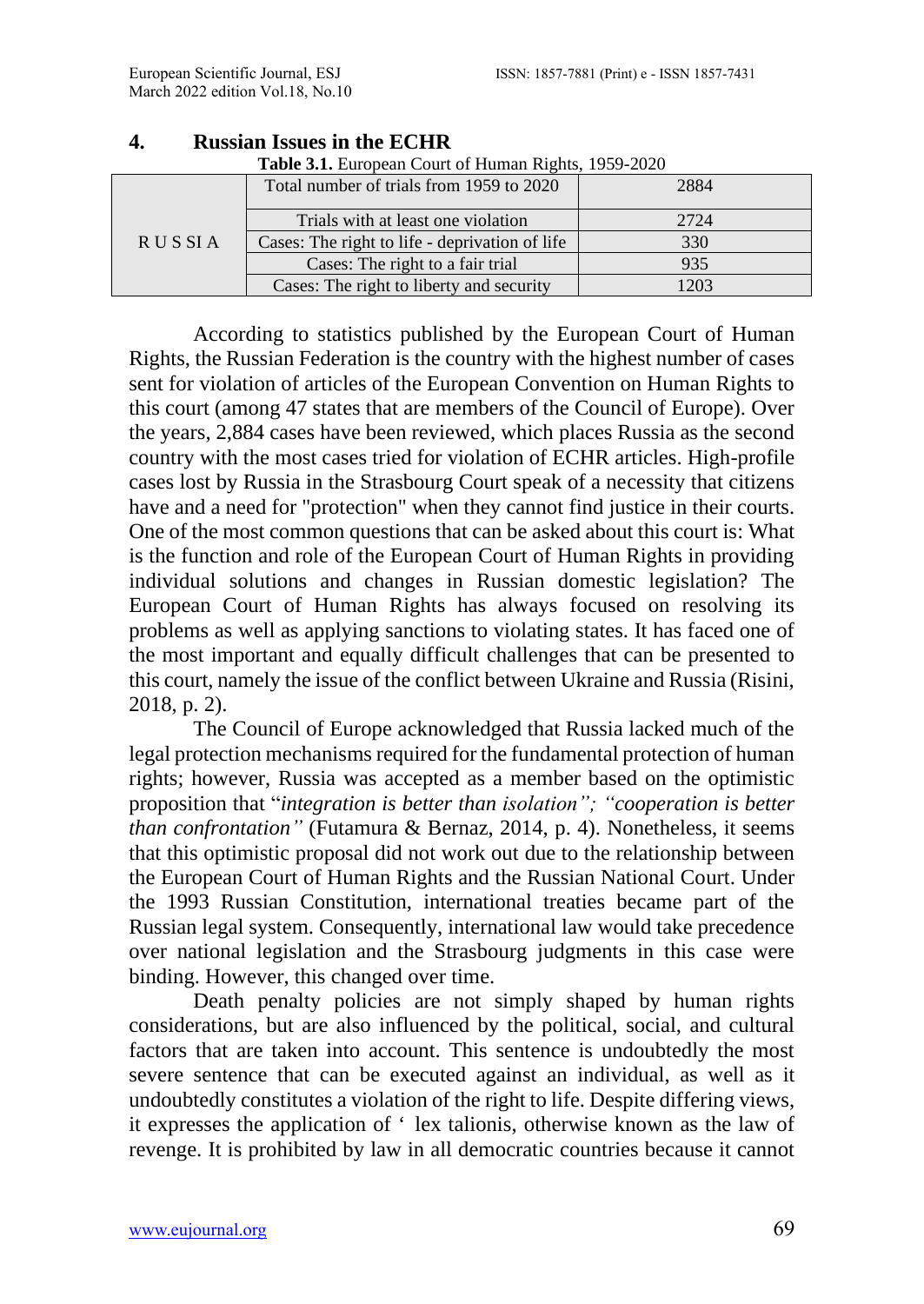## 4. Russian Issues in the ECHR

**Table 3.1.** European Court of Human Rights, 1959-2020

| | | |
|---|---|---|
| RUSSIA | Total number of trials from 1959 to 2020 | 2884 |
| | Trials with at least one violation | 2724 |
| | Cases: The right to life - deprivation of life | 330 |
| | Cases: The right to a fair trial | 935 |
| | Cases: The right to liberty and security | 1203 |

According to statistics published by the European Court of Human Rights, the Russian Federation is the country with the highest number of cases sent for violation of articles of the European Convention on Human Rights to this court (among 47 states that are members of the Council of Europe). Over the years, 2,884 cases have been reviewed, which places Russia as the second country with the most cases tried for violation of ECHR articles. High-profile cases lost by Russia in the Strasbourg Court speak of a necessity that citizens have and a need for "protection" when they cannot find justice in their courts. One of the most common questions that can be asked about this court is: What is the function and role of the European Court of Human Rights in providing individual solutions and changes in Russian domestic legislation? The European Court of Human Rights has always focused on resolving its problems as well as applying sanctions to violating states. It has faced one of the most important and equally difficult challenges that can be presented to this court, namely the issue of the conflict between Ukraine and Russia (Risini, 2018, p. 2).

The Council of Europe acknowledged that Russia lacked much of the legal protection mechanisms required for the fundamental protection of human rights; however, Russia was accepted as a member based on the optimistic proposition that "*integration is better than isolation"; "cooperation is better than confrontation"* (Futamura & Bernaz, 2014, p. 4). Nonetheless, it seems that this optimistic proposal did not work out due to the relationship between the European Court of Human Rights and the Russian National Court. Under the 1993 Russian Constitution, international treaties became part of the Russian legal system. Consequently, international law would take precedence over national legislation and the Strasbourg judgments in this case were binding. However, this changed over time.

Death penalty policies are not simply shaped by human rights considerations, but are also influenced by the political, social, and cultural factors that are taken into account. This sentence is undoubtedly the most severe sentence that can be executed against an individual, as well as it undoubtedly constitutes a violation of the right to life. Despite differing views, it expresses the application of ' lex talionis, otherwise known as the law of revenge. It is prohibited by law in all democratic countries because it cannot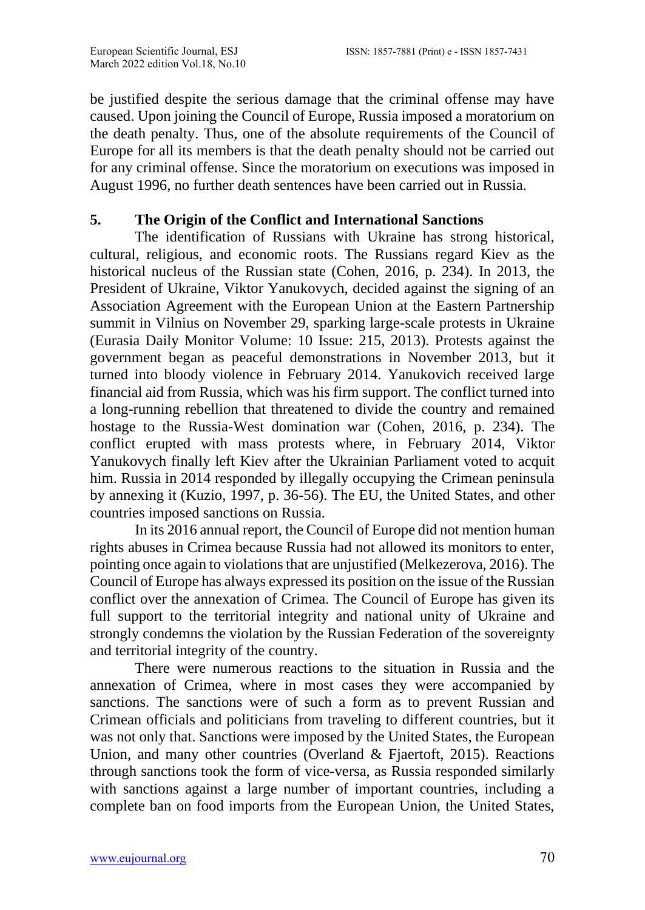be justified despite the serious damage that the criminal offense may have caused. Upon joining the Council of Europe, Russia imposed a moratorium on the death penalty. Thus, one of the absolute requirements of the Council of Europe for all its members is that the death penalty should not be carried out for any criminal offense. Since the moratorium on executions was imposed in August 1996, no further death sentences have been carried out in Russia.

## 5. The Origin of the Conflict and International Sanctions

The identification of Russians with Ukraine has strong historical, cultural, religious, and economic roots. The Russians regard Kiev as the historical nucleus of the Russian state (Cohen, 2016, p. 234). In 2013, the President of Ukraine, Viktor Yanukovych, decided against the signing of an Association Agreement with the European Union at the Eastern Partnership summit in Vilnius on November 29, sparking large-scale protests in Ukraine (Eurasia Daily Monitor Volume: 10 Issue: 215, 2013). Protests against the government began as peaceful demonstrations in November 2013, but it turned into bloody violence in February 2014. Yanukovich received large financial aid from Russia, which was his firm support. The conflict turned into a long-running rebellion that threatened to divide the country and remained hostage to the Russia-West domination war (Cohen, 2016, p. 234). The conflict erupted with mass protests where, in February 2014, Viktor Yanukovych finally left Kiev after the Ukrainian Parliament voted to acquit him. Russia in 2014 responded by illegally occupying the Crimean peninsula by annexing it (Kuzio, 1997, p. 36-56). The EU, the United States, and other countries imposed sanctions on Russia.

In its 2016 annual report, the Council of Europe did not mention human rights abuses in Crimea because Russia had not allowed its monitors to enter, pointing once again to violations that are unjustified (Melkezerova, 2016). The Council of Europe has always expressed its position on the issue of the Russian conflict over the annexation of Crimea. The Council of Europe has given its full support to the territorial integrity and national unity of Ukraine and strongly condemns the violation by the Russian Federation of the sovereignty and territorial integrity of the country.

There were numerous reactions to the situation in Russia and the annexation of Crimea, where in most cases they were accompanied by sanctions. The sanctions were of such a form as to prevent Russian and Crimean officials and politicians from traveling to different countries, but it was not only that. Sanctions were imposed by the United States, the European Union, and many other countries (Overland & Fjaertoft, 2015). Reactions through sanctions took the form of vice-versa, as Russia responded similarly with sanctions against a large number of important countries, including a complete ban on food imports from the European Union, the United States,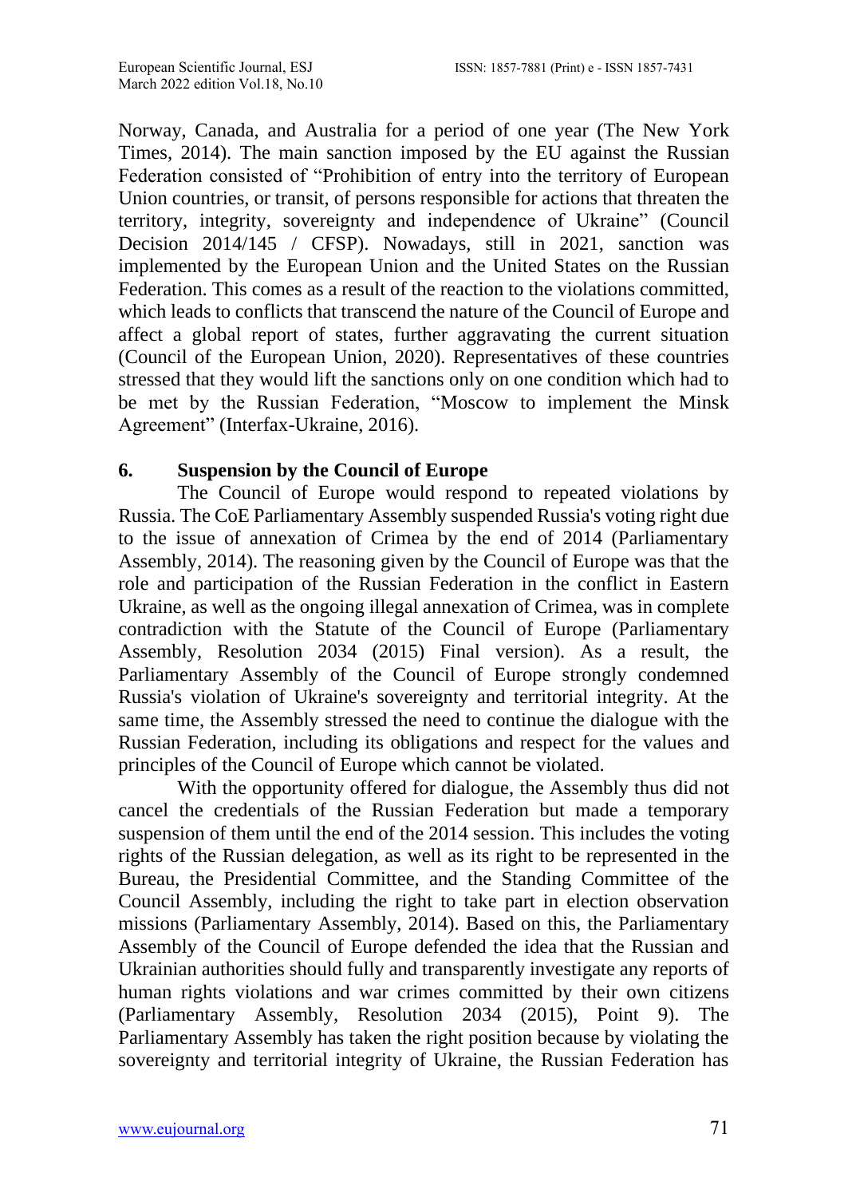Norway, Canada, and Australia for a period of one year (The New York Times, 2014). The main sanction imposed by the EU against the Russian Federation consisted of "Prohibition of entry into the territory of European Union countries, or transit, of persons responsible for actions that threaten the territory, integrity, sovereignty and independence of Ukraine" (Council Decision 2014/145 / CFSP). Nowadays, still in 2021, sanction was implemented by the European Union and the United States on the Russian Federation. This comes as a result of the reaction to the violations committed, which leads to conflicts that transcend the nature of the Council of Europe and affect a global report of states, further aggravating the current situation (Council of the European Union, 2020). Representatives of these countries stressed that they would lift the sanctions only on one condition which had to be met by the Russian Federation, "Moscow to implement the Minsk Agreement" (Interfax-Ukraine, 2016).

## 6. Suspension by the Council of Europe

The Council of Europe would respond to repeated violations by Russia. The CoE Parliamentary Assembly suspended Russia's voting right due to the issue of annexation of Crimea by the end of 2014 (Parliamentary Assembly, 2014). The reasoning given by the Council of Europe was that the role and participation of the Russian Federation in the conflict in Eastern Ukraine, as well as the ongoing illegal annexation of Crimea, was in complete contradiction with the Statute of the Council of Europe (Parliamentary Assembly, Resolution 2034 (2015) Final version). As a result, the Parliamentary Assembly of the Council of Europe strongly condemned Russia's violation of Ukraine's sovereignty and territorial integrity. At the same time, the Assembly stressed the need to continue the dialogue with the Russian Federation, including its obligations and respect for the values and principles of the Council of Europe which cannot be violated.

With the opportunity offered for dialogue, the Assembly thus did not cancel the credentials of the Russian Federation but made a temporary suspension of them until the end of the 2014 session. This includes the voting rights of the Russian delegation, as well as its right to be represented in the Bureau, the Presidential Committee, and the Standing Committee of the Council Assembly, including the right to take part in election observation missions (Parliamentary Assembly, 2014). Based on this, the Parliamentary Assembly of the Council of Europe defended the idea that the Russian and Ukrainian authorities should fully and transparently investigate any reports of human rights violations and war crimes committed by their own citizens (Parliamentary Assembly, Resolution 2034 (2015), Point 9). The Parliamentary Assembly has taken the right position because by violating the sovereignty and territorial integrity of Ukraine, the Russian Federation has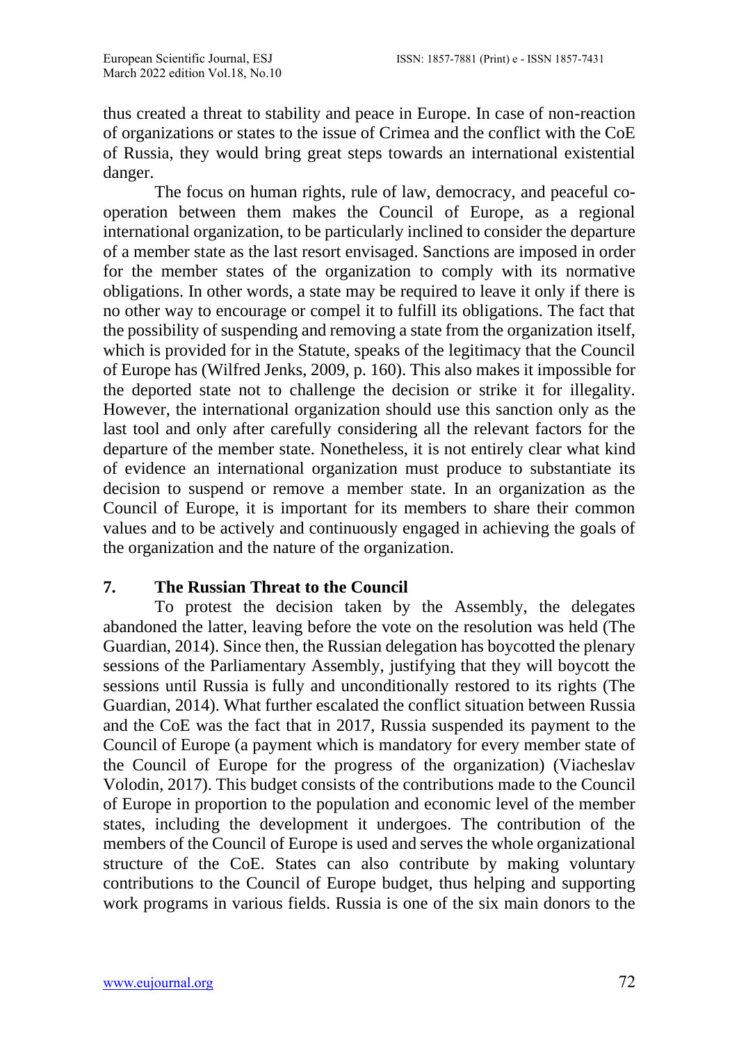thus created a threat to stability and peace in Europe. In case of non-reaction of organizations or states to the issue of Crimea and the conflict with the CoE of Russia, they would bring great steps towards an international existential danger.

The focus on human rights, rule of law, democracy, and peaceful co-operation between them makes the Council of Europe, as a regional international organization, to be particularly inclined to consider the departure of a member state as the last resort envisaged. Sanctions are imposed in order for the member states of the organization to comply with its normative obligations. In other words, a state may be required to leave it only if there is no other way to encourage or compel it to fulfill its obligations. The fact that the possibility of suspending and removing a state from the organization itself, which is provided for in the Statute, speaks of the legitimacy that the Council of Europe has (Wilfred Jenks, 2009, p. 160). This also makes it impossible for the deported state not to challenge the decision or strike it for illegality. However, the international organization should use this sanction only as the last tool and only after carefully considering all the relevant factors for the departure of the member state. Nonetheless, it is not entirely clear what kind of evidence an international organization must produce to substantiate its decision to suspend or remove a member state. In an organization as the Council of Europe, it is important for its members to share their common values and to be actively and continuously engaged in achieving the goals of the organization and the nature of the organization.

## 7. The Russian Threat to the Council

To protest the decision taken by the Assembly, the delegates abandoned the latter, leaving before the vote on the resolution was held (The Guardian, 2014). Since then, the Russian delegation has boycotted the plenary sessions of the Parliamentary Assembly, justifying that they will boycott the sessions until Russia is fully and unconditionally restored to its rights (The Guardian, 2014). What further escalated the conflict situation between Russia and the CoE was the fact that in 2017, Russia suspended its payment to the Council of Europe (a payment which is mandatory for every member state of the Council of Europe for the progress of the organization) (Viacheslav Volodin, 2017). This budget consists of the contributions made to the Council of Europe in proportion to the population and economic level of the member states, including the development it undergoes. The contribution of the members of the Council of Europe is used and serves the whole organizational structure of the CoE. States can also contribute by making voluntary contributions to the Council of Europe budget, thus helping and supporting work programs in various fields. Russia is one of the six main donors to the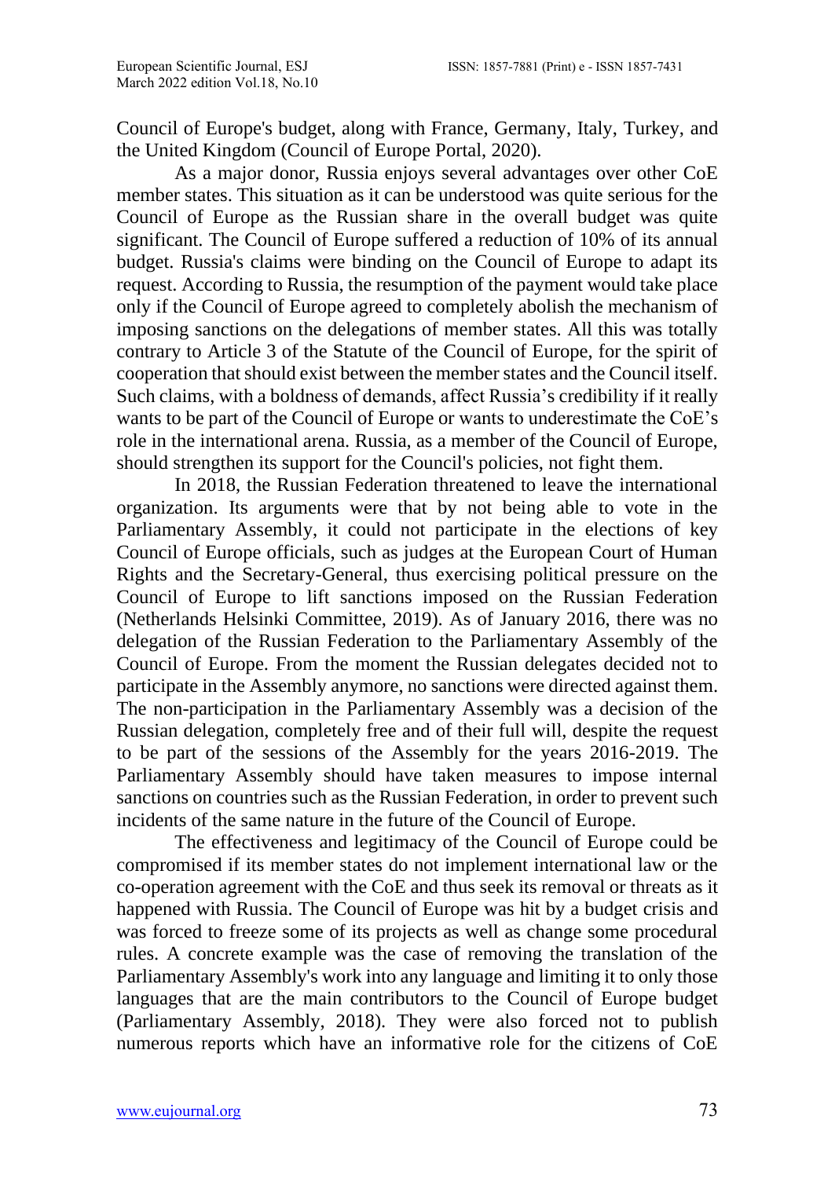Council of Europe's budget, along with France, Germany, Italy, Turkey, and the United Kingdom (Council of Europe Portal, 2020).

As a major donor, Russia enjoys several advantages over other CoE member states. This situation as it can be understood was quite serious for the Council of Europe as the Russian share in the overall budget was quite significant. The Council of Europe suffered a reduction of 10% of its annual budget. Russia's claims were binding on the Council of Europe to adapt its request. According to Russia, the resumption of the payment would take place only if the Council of Europe agreed to completely abolish the mechanism of imposing sanctions on the delegations of member states. All this was totally contrary to Article 3 of the Statute of the Council of Europe, for the spirit of cooperation that should exist between the member states and the Council itself. Such claims, with a boldness of demands, affect Russia's credibility if it really wants to be part of the Council of Europe or wants to underestimate the CoE's role in the international arena. Russia, as a member of the Council of Europe, should strengthen its support for the Council's policies, not fight them.

In 2018, the Russian Federation threatened to leave the international organization. Its arguments were that by not being able to vote in the Parliamentary Assembly, it could not participate in the elections of key Council of Europe officials, such as judges at the European Court of Human Rights and the Secretary-General, thus exercising political pressure on the Council of Europe to lift sanctions imposed on the Russian Federation (Netherlands Helsinki Committee, 2019). As of January 2016, there was no delegation of the Russian Federation to the Parliamentary Assembly of the Council of Europe. From the moment the Russian delegates decided not to participate in the Assembly anymore, no sanctions were directed against them. The non-participation in the Parliamentary Assembly was a decision of the Russian delegation, completely free and of their full will, despite the request to be part of the sessions of the Assembly for the years 2016-2019. The Parliamentary Assembly should have taken measures to impose internal sanctions on countries such as the Russian Federation, in order to prevent such incidents of the same nature in the future of the Council of Europe.

The effectiveness and legitimacy of the Council of Europe could be compromised if its member states do not implement international law or the co-operation agreement with the CoE and thus seek its removal or threats as it happened with Russia. The Council of Europe was hit by a budget crisis and was forced to freeze some of its projects as well as change some procedural rules. A concrete example was the case of removing the translation of the Parliamentary Assembly's work into any language and limiting it to only those languages that are the main contributors to the Council of Europe budget (Parliamentary Assembly, 2018). They were also forced not to publish numerous reports which have an informative role for the citizens of CoE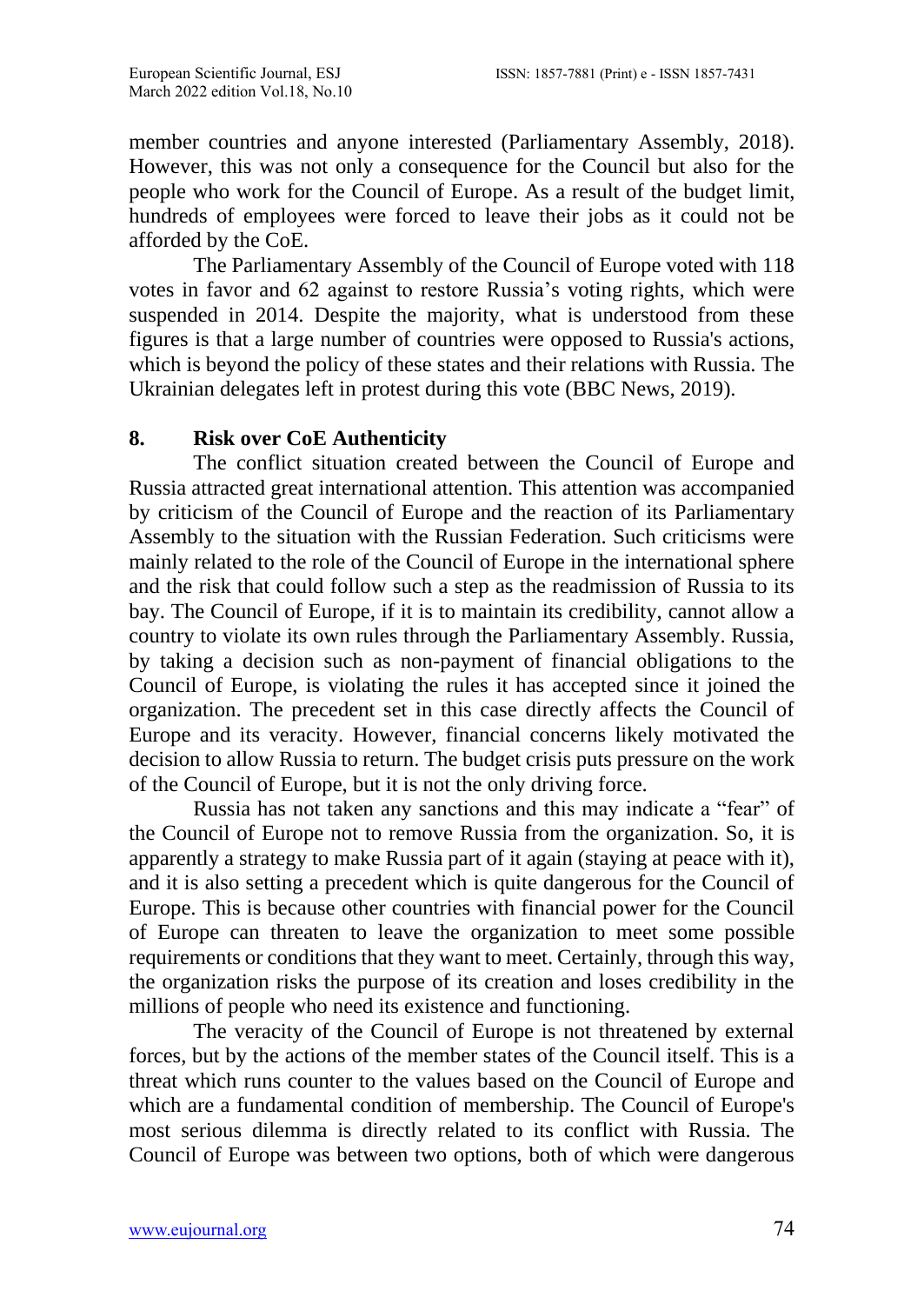member countries and anyone interested (Parliamentary Assembly, 2018). However, this was not only a consequence for the Council but also for the people who work for the Council of Europe. As a result of the budget limit, hundreds of employees were forced to leave their jobs as it could not be afforded by the CoE.

The Parliamentary Assembly of the Council of Europe voted with 118 votes in favor and 62 against to restore Russia's voting rights, which were suspended in 2014. Despite the majority, what is understood from these figures is that a large number of countries were opposed to Russia's actions, which is beyond the policy of these states and their relations with Russia. The Ukrainian delegates left in protest during this vote (BBC News, 2019).

## 8. Risk over CoE Authenticity

The conflict situation created between the Council of Europe and Russia attracted great international attention. This attention was accompanied by criticism of the Council of Europe and the reaction of its Parliamentary Assembly to the situation with the Russian Federation. Such criticisms were mainly related to the role of the Council of Europe in the international sphere and the risk that could follow such a step as the readmission of Russia to its bay. The Council of Europe, if it is to maintain its credibility, cannot allow a country to violate its own rules through the Parliamentary Assembly. Russia, by taking a decision such as non-payment of financial obligations to the Council of Europe, is violating the rules it has accepted since it joined the organization. The precedent set in this case directly affects the Council of Europe and its veracity. However, financial concerns likely motivated the decision to allow Russia to return. The budget crisis puts pressure on the work of the Council of Europe, but it is not the only driving force.

Russia has not taken any sanctions and this may indicate a "fear" of the Council of Europe not to remove Russia from the organization. So, it is apparently a strategy to make Russia part of it again (staying at peace with it), and it is also setting a precedent which is quite dangerous for the Council of Europe. This is because other countries with financial power for the Council of Europe can threaten to leave the organization to meet some possible requirements or conditions that they want to meet. Certainly, through this way, the organization risks the purpose of its creation and loses credibility in the millions of people who need its existence and functioning.

The veracity of the Council of Europe is not threatened by external forces, but by the actions of the member states of the Council itself. This is a threat which runs counter to the values based on the Council of Europe and which are a fundamental condition of membership. The Council of Europe's most serious dilemma is directly related to its conflict with Russia. The Council of Europe was between two options, both of which were dangerous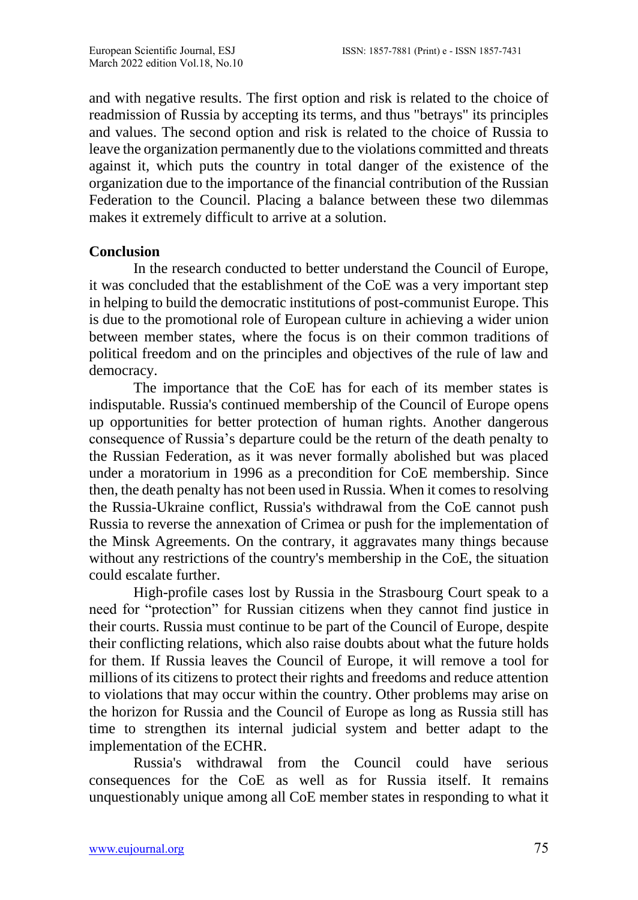and with negative results. The first option and risk is related to the choice of readmission of Russia by accepting its terms, and thus "betrays" its principles and values. The second option and risk is related to the choice of Russia to leave the organization permanently due to the violations committed and threats against it, which puts the country in total danger of the existence of the organization due to the importance of the financial contribution of the Russian Federation to the Council. Placing a balance between these two dilemmas makes it extremely difficult to arrive at a solution.

## Conclusion

In the research conducted to better understand the Council of Europe, it was concluded that the establishment of the CoE was a very important step in helping to build the democratic institutions of post-communist Europe. This is due to the promotional role of European culture in achieving a wider union between member states, where the focus is on their common traditions of political freedom and on the principles and objectives of the rule of law and democracy.

The importance that the CoE has for each of its member states is indisputable. Russia's continued membership of the Council of Europe opens up opportunities for better protection of human rights. Another dangerous consequence of Russia's departure could be the return of the death penalty to the Russian Federation, as it was never formally abolished but was placed under a moratorium in 1996 as a precondition for CoE membership. Since then, the death penalty has not been used in Russia. When it comes to resolving the Russia-Ukraine conflict, Russia's withdrawal from the CoE cannot push Russia to reverse the annexation of Crimea or push for the implementation of the Minsk Agreements. On the contrary, it aggravates many things because without any restrictions of the country's membership in the CoE, the situation could escalate further.

High-profile cases lost by Russia in the Strasbourg Court speak to a need for "protection" for Russian citizens when they cannot find justice in their courts. Russia must continue to be part of the Council of Europe, despite their conflicting relations, which also raise doubts about what the future holds for them. If Russia leaves the Council of Europe, it will remove a tool for millions of its citizens to protect their rights and freedoms and reduce attention to violations that may occur within the country. Other problems may arise on the horizon for Russia and the Council of Europe as long as Russia still has time to strengthen its internal judicial system and better adapt to the implementation of the ECHR.

Russia's withdrawal from the Council could have serious consequences for the CoE as well as for Russia itself. It remains unquestionably unique among all CoE member states in responding to what it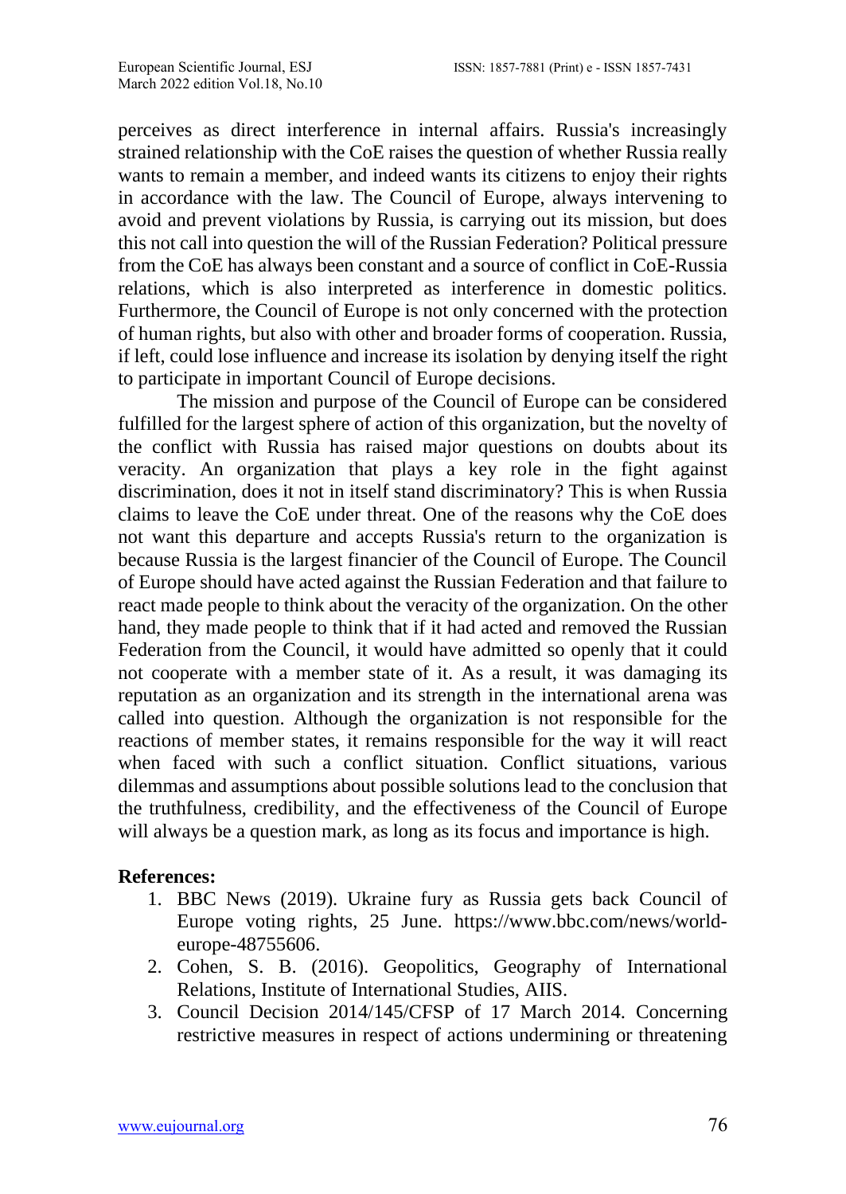perceives as direct interference in internal affairs. Russia's increasingly strained relationship with the CoE raises the question of whether Russia really wants to remain a member, and indeed wants its citizens to enjoy their rights in accordance with the law. The Council of Europe, always intervening to avoid and prevent violations by Russia, is carrying out its mission, but does this not call into question the will of the Russian Federation? Political pressure from the CoE has always been constant and a source of conflict in CoE-Russia relations, which is also interpreted as interference in domestic politics. Furthermore, the Council of Europe is not only concerned with the protection of human rights, but also with other and broader forms of cooperation. Russia, if left, could lose influence and increase its isolation by denying itself the right to participate in important Council of Europe decisions.

The mission and purpose of the Council of Europe can be considered fulfilled for the largest sphere of action of this organization, but the novelty of the conflict with Russia has raised major questions on doubts about its veracity. An organization that plays a key role in the fight against discrimination, does it not in itself stand discriminatory? This is when Russia claims to leave the CoE under threat. One of the reasons why the CoE does not want this departure and accepts Russia's return to the organization is because Russia is the largest financier of the Council of Europe. The Council of Europe should have acted against the Russian Federation and that failure to react made people to think about the veracity of the organization. On the other hand, they made people to think that if it had acted and removed the Russian Federation from the Council, it would have admitted so openly that it could not cooperate with a member state of it. As a result, it was damaging its reputation as an organization and its strength in the international arena was called into question. Although the organization is not responsible for the reactions of member states, it remains responsible for the way it will react when faced with such a conflict situation. Conflict situations, various dilemmas and assumptions about possible solutions lead to the conclusion that the truthfulness, credibility, and the effectiveness of the Council of Europe will always be a question mark, as long as its focus and importance is high.

**References:**

1. BBC News (2019). Ukraine fury as Russia gets back Council of Europe voting rights, 25 June. https://www.bbc.com/news/world-europe-48755606.
2. Cohen, S. B. (2016). Geopolitics, Geography of International Relations, Institute of International Studies, AIIS.
3. Council Decision 2014/145/CFSP of 17 March 2014. Concerning restrictive measures in respect of actions undermining or threatening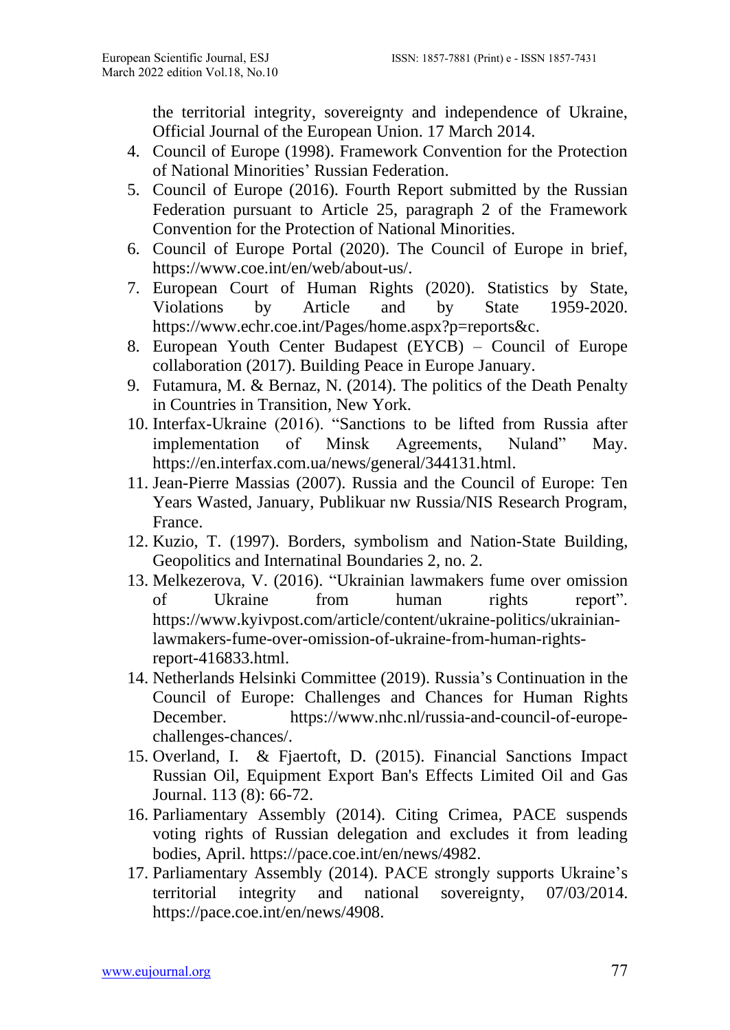the territorial integrity, sovereignty and independence of Ukraine, Official Journal of the European Union. 17 March 2014.

4. Council of Europe (1998). Framework Convention for the Protection of National Minorities' Russian Federation.
5. Council of Europe (2016). Fourth Report submitted by the Russian Federation pursuant to Article 25, paragraph 2 of the Framework Convention for the Protection of National Minorities.
6. Council of Europe Portal (2020). The Council of Europe in brief, https://www.coe.int/en/web/about-us/.
7. European Court of Human Rights (2020). Statistics by State, Violations by Article and by State 1959-2020. https://www.echr.coe.int/Pages/home.aspx?p=reports&c.
8. European Youth Center Budapest (EYCB) – Council of Europe collaboration (2017). Building Peace in Europe January.
9. Futamura, M. & Bernaz, N. (2014). The politics of the Death Penalty in Countries in Transition, New York.
10. Interfax-Ukraine (2016). "Sanctions to be lifted from Russia after implementation of Minsk Agreements, Nuland" May. https://en.interfax.com.ua/news/general/344131.html.
11. Jean-Pierre Massias (2007). Russia and the Council of Europe: Ten Years Wasted, January, Publikuar nw Russia/NIS Research Program, France.
12. Kuzio, T. (1997). Borders, symbolism and Nation-State Building, Geopolitics and Internatinal Boundaries 2, no. 2.
13. Melkezerova, V. (2016). "Ukrainian lawmakers fume over omission of Ukraine from human rights report". https://www.kyivpost.com/article/content/ukraine-politics/ukrainian-lawmakers-fume-over-omission-of-ukraine-from-human-rights-report-416833.html.
14. Netherlands Helsinki Committee (2019). Russia's Continuation in the Council of Europe: Challenges and Chances for Human Rights December. https://www.nhc.nl/russia-and-council-of-europe-challenges-chances/.
15. Overland, I. & Fjaertoft, D. (2015). Financial Sanctions Impact Russian Oil, Equipment Export Ban's Effects Limited Oil and Gas Journal. 113 (8): 66-72.
16. Parliamentary Assembly (2014). Citing Crimea, PACE suspends voting rights of Russian delegation and excludes it from leading bodies, April. https://pace.coe.int/en/news/4982.
17. Parliamentary Assembly (2014). PACE strongly supports Ukraine's territorial integrity and national sovereignty, 07/03/2014. https://pace.coe.int/en/news/4908.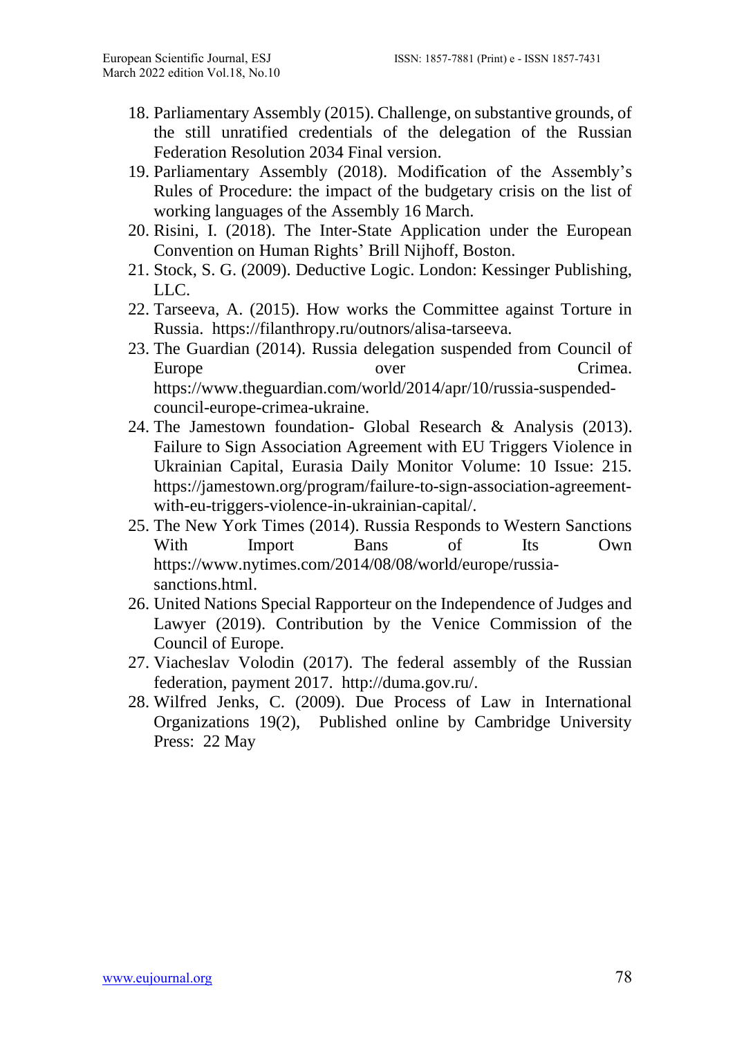18. Parliamentary Assembly (2015). Challenge, on substantive grounds, of the still unratified credentials of the delegation of the Russian Federation Resolution 2034 Final version.
19. Parliamentary Assembly (2018). Modification of the Assembly's Rules of Procedure: the impact of the budgetary crisis on the list of working languages of the Assembly 16 March.
20. Risini, I. (2018). The Inter-State Application under the European Convention on Human Rights' Brill Nijhoff, Boston.
21. Stock, S. G. (2009). Deductive Logic. London: Kessinger Publishing, LLC.
22. Tarseeva, A. (2015). How works the Committee against Torture in Russia. https://filanthropy.ru/outnors/alisa-tarseeva.
23. The Guardian (2014). Russia delegation suspended from Council of Europe over Crimea. https://www.theguardian.com/world/2014/apr/10/russia-suspended-council-europe-crimea-ukraine.
24. The Jamestown foundation- Global Research & Analysis (2013). Failure to Sign Association Agreement with EU Triggers Violence in Ukrainian Capital, Eurasia Daily Monitor Volume: 10 Issue: 215. https://jamestown.org/program/failure-to-sign-association-agreement-with-eu-triggers-violence-in-ukrainian-capital/.
25. The New York Times (2014). Russia Responds to Western Sanctions With Import Bans of Its Own https://www.nytimes.com/2014/08/08/world/europe/russia-sanctions.html.
26. United Nations Special Rapporteur on the Independence of Judges and Lawyer (2019). Contribution by the Venice Commission of the Council of Europe.
27. Viacheslav Volodin (2017). The federal assembly of the Russian federation, payment 2017. http://duma.gov.ru/.
28. Wilfred Jenks, C. (2009). Due Process of Law in International Organizations 19(2), Published online by Cambridge University Press: 22 May